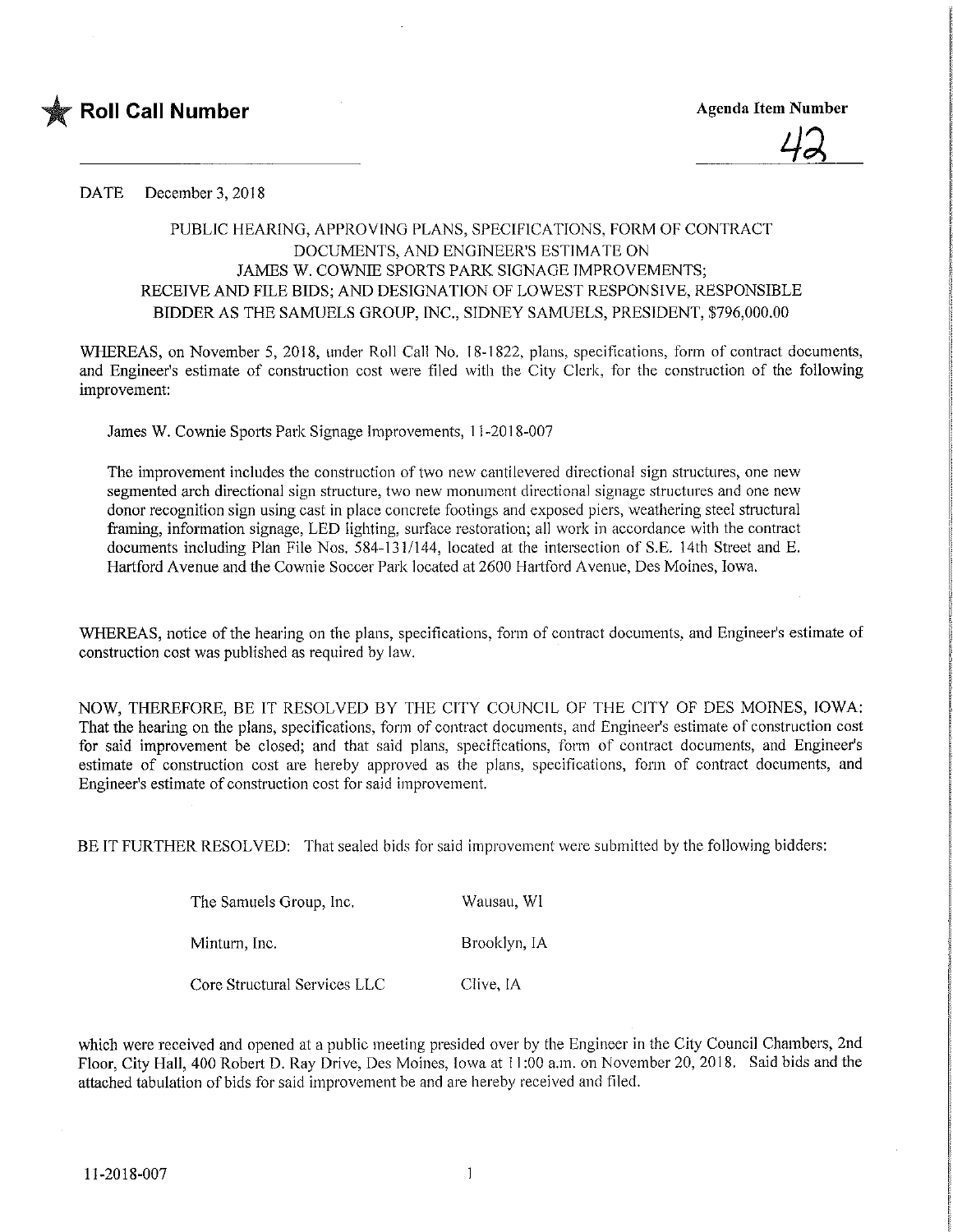**Roll Call Number**

**Agenda Item Number**

42

DATE December 3, 2018

PUBLIC HEARING, APPROVING PLANS, SPECIFICATIONS, FORM OF CONTRACT DOCUMENTS, AND ENGINEER'S ESTIMATE ON JAMES W. COWNIE SPORTS PARK SIGNAGE IMPROVEMENTS; RECEIVE AND FILE BIDS; AND DESIGNATION OF LOWEST RESPONSIVE, RESPONSIBLE BIDDER AS THE SAMUELS GROUP, INC., SIDNEY SAMUELS, PRESIDENT, $796,000.00

WHEREAS, on November 5, 2018, under Roll Call No. 18-1822, plans, specifications, form of contract documents, and Engineer's estimate of construction cost were filed with the City Clerk, for the construction of the following improvement:

James W. Cownie Sports Park Signage Improvements, 11-2018-007

The improvement includes the construction of two new cantilevered directional sign structures, one new segmented arch directional sign structure, two new monument directional signage structures and one new donor recognition sign using cast in place concrete footings and exposed piers, weathering steel structural framing, information signage, LED lighting, surface restoration; all work in accordance with the contract documents including Plan File Nos. 584-131/144, located at the intersection of S.E. 14th Street and E. Hartford Avenue and the Cownie Soccer Park located at 2600 Hartford Avenue, Des Moines, Iowa.

WHEREAS, notice of the hearing on the plans, specifications, form of contract documents, and Engineer's estimate of construction cost was published as required by law.

NOW, THEREFORE, BE IT RESOLVED BY THE CITY COUNCIL OF THE CITY OF DES MOINES, IOWA: That the hearing on the plans, specifications, form of contract documents, and Engineer's estimate of construction cost for said improvement be closed; and that said plans, specifications, form of contract documents, and Engineer's estimate of construction cost are hereby approved as the plans, specifications, form of contract documents, and Engineer's estimate of construction cost for said improvement.

BE IT FURTHER RESOLVED: That sealed bids for said improvement were submitted by the following bidders:

| | |
|---|---|
| The Samuels Group, Inc. | Wausau, WI |
| Minturn, Inc. | Brooklyn, IA |
| Core Structural Services LLC | Clive, IA |

which were received and opened at a public meeting presided over by the Engineer in the City Council Chambers, 2nd Floor, City Hall, 400 Robert D. Ray Drive, Des Moines, Iowa at 11:00 a.m. on November 20, 2018. Said bids and the attached tabulation of bids for said improvement be and are hereby received and filed.

11-2018-007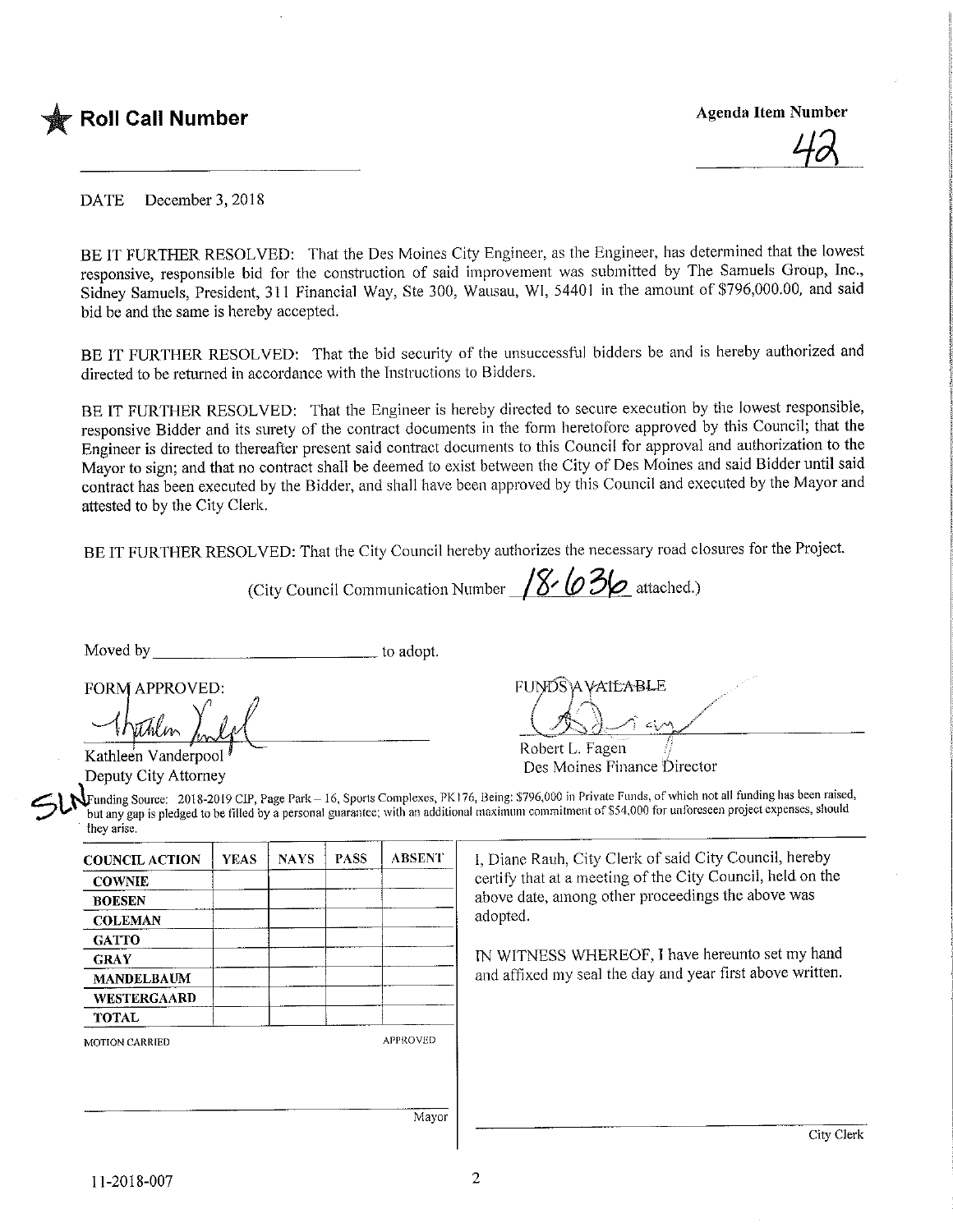★ **Roll Call Number**

_______________

**Agenda Item Number**

42

DATE December 3, 2018

BE IT FURTHER RESOLVED: That the Des Moines City Engineer, as the Engineer, has determined that the lowest responsive, responsible bid for the construction of said improvement was submitted by The Samuels Group, Inc., Sidney Samuels, President, 311 Financial Way, Ste 300, Wausau, WI, 54401 in the amount of $796,000.00, and said bid be and the same is hereby accepted.

BE IT FURTHER RESOLVED: That the bid security of the unsuccessful bidders be and is hereby authorized and directed to be returned in accordance with the Instructions to Bidders.

BE IT FURTHER RESOLVED: That the Engineer is hereby directed to secure execution by the lowest responsible, responsive Bidder and its surety of the contract documents in the form heretofore approved by this Council; that the Engineer is directed to thereafter present said contract documents to this Council for approval and authorization to the Mayor to sign; and that no contract shall be deemed to exist between the City of Des Moines and said Bidder until said contract has been executed by the Bidder, and shall have been approved by this Council and executed by the Mayor and attested to by the City Clerk.

BE IT FURTHER RESOLVED: That the City Council hereby authorizes the necessary road closures for the Project.

(City Council Communication Number 18-636 attached.)

Moved by _________________________ to adopt.

FORM APPROVED:

Kathleen Vanderpool
Deputy City Attorney

FUNDS AVAILABLE

Robert L. Fagen
Des Moines Finance Director

SLN Funding Source: 2018-2019 CIP, Page Park – 16, Sports Complexes, PK176, Being: $796,000 in Private Funds, of which not all funding has been raised, but any gap is pledged to be filled by a personal guarantee; with an additional maximum commitment of $54,000 for unforeseen project expenses, should they arise.

| COUNCIL ACTION | YEAS | NAYS | PASS | ABSENT |
|---|---|---|---|---|
| COWNIE | | | | |
| BOESEN | | | | |
| COLEMAN | | | | |
| GATTO | | | | |
| GRAY | | | | |
| MANDELBAUM | | | | |
| WESTERGAARD | | | | |
| TOTAL | | | | |

MOTION CARRIED APPROVED

_________________________ Mayor

I, Diane Rauh, City Clerk of said City Council, hereby certify that at a meeting of the City Council, held on the above date, among other proceedings the above was adopted.

IN WITNESS WHEREOF, I have hereunto set my hand and affixed my seal the day and year first above written.

_________________________ City Clerk

11-2018-007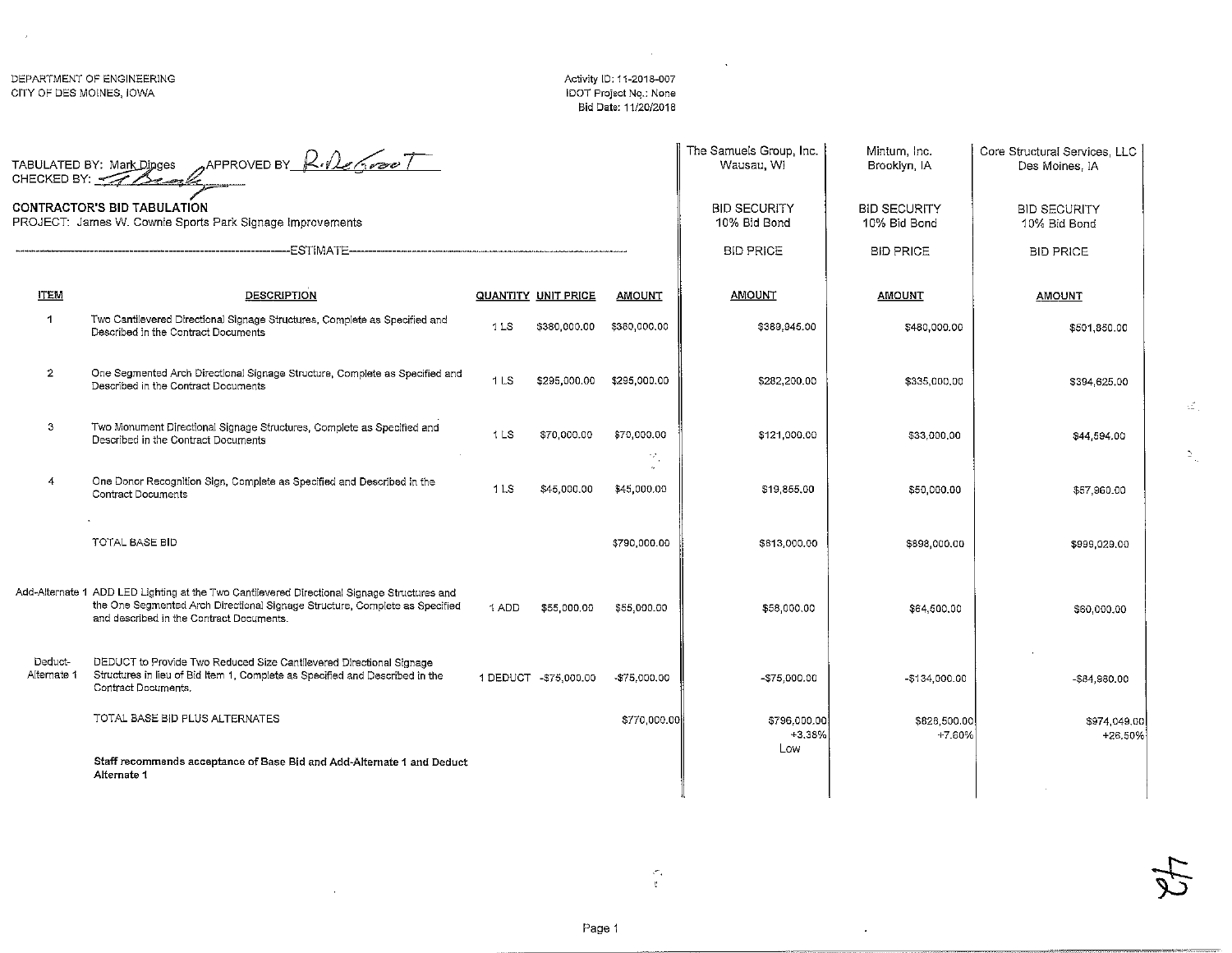DEPARTMENT OF ENGINEERING
CITY OF DES MOINES, IOWA

Activity ID: 11-2018-007
IDOT Project No.: None
Bid Date: 11/20/2018

TABULATED BY: Mark Dinges APPROVED BY R. DeGroot
CHECKED BY:

**CONTRACTOR'S BID TABULATION**
PROJECT: James W. Cownie Sports Park Signage Improvements

| | | | | | The Samuels Group, Inc. Wausau, WI | Mintum, Inc. Brooklyn, IA | Core Structural Services, LLC Des Moines, IA |
|---|---|---|---|---|---|---|---|
| | | | | | BID SECURITY 10% Bid Bond | BID SECURITY 10% Bid Bond | BID SECURITY 10% Bid Bond |
| ESTIMATE | | | | | BID PRICE | BID PRICE | BID PRICE |
| **ITEM** | **DESCRIPTION** | **QUANTITY** | **UNIT PRICE** | **AMOUNT** | **AMOUNT** | **AMOUNT** | **AMOUNT** |
| 1 | Two Cantilevered Directional Signage Structures, Complete as Specified and Described in the Contract Documents | 1 LS | $380,000.00 | $380,000.00 | $389,945.00 | $480,000.00 | $501,850.00 |
| 2 | One Segmented Arch Directional Signage Structure, Complete as Specified and Described in the Contract Documents | 1 LS | $295,000.00 | $295,000.00 | $282,200.00 | $335,000.00 | $394,625.00 |
| 3 | Two Monument Directional Signage Structures, Complete as Specified and Described in the Contract Documents | 1 LS | $70,000.00 | $70,000.00 | $121,000.00 | $33,000.00 | $44,594.00 |
| 4 | One Donor Recognition Sign, Complete as Specified and Described in the Contract Documents | 1 LS | $45,000.00 | $45,000.00 | $19,855.00 | $50,000.00 | $57,960.00 |
| | TOTAL BASE BID | | | $790,000.00 | $813,000.00 | $898,000.00 | $999,029.00 |
| Add-Alternate 1 | ADD LED Lighting at the Two Cantilevered Directional Signage Structures and the One Segmented Arch Directional Signage Structure, Complete as Specified and described in the Contract Documents. | 1 ADD | $55,000.00 | $55,000.00 | $58,000.00 | $64,500.00 | $60,000.00 |
| Deduct-Alternate 1 | DEDUCT to Provide Two Reduced Size Cantilevered Directional Signage Structures in lieu of Bid Item 1, Complete as Specified and Described in the Contract Documents. | 1 DEDUCT | -$75,000.00 | -$75,000.00 | -$75,000.00 | -$134,000.00 | -$84,980.00 |
| | TOTAL BASE BID PLUS ALTERNATES | | | $770,000.00 | $796,000.00 +3.38% Low | $828,500.00 +7.60% | $974,049.00 +26.50% |

**Staff recommends acceptance of Base Bid and Add-Alternate 1 and Deduct Alternate 1**